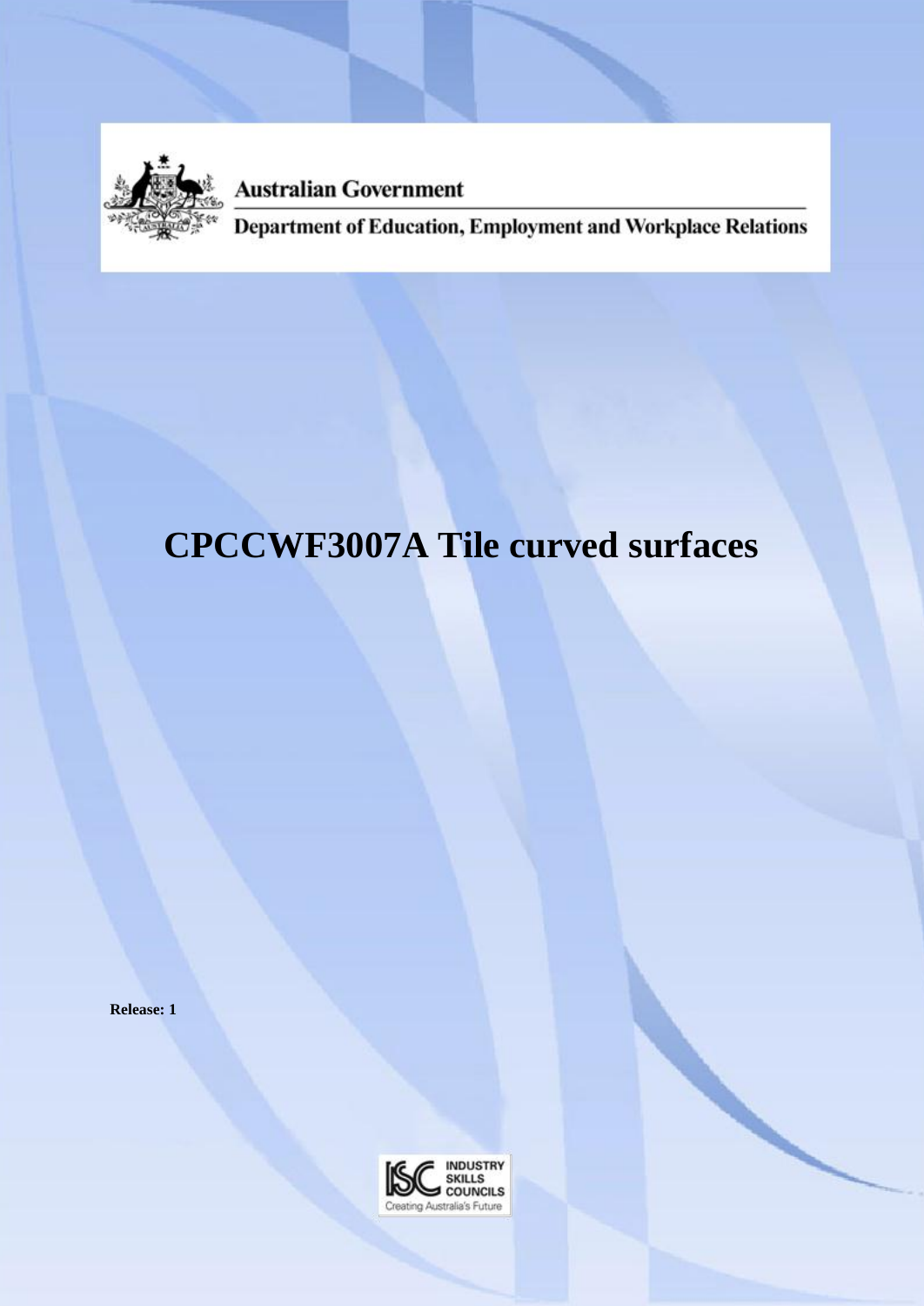Australian Government

Department of Education, Employment and Workplace Relations

# CPCCWF3007A Tile curved surfaces

**Release: 1**

INDUSTRY SKILLS COUNCILS

Creating Australia's Future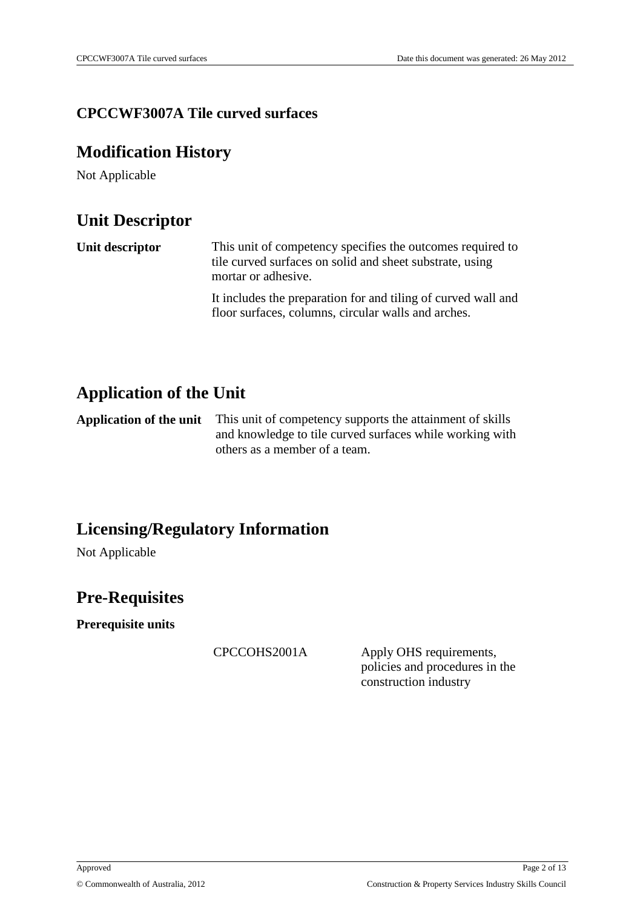# CPCCWF3007A Tile curved surfaces

## Modification History

Not Applicable

## Unit Descriptor

| | |
|---|---|
| **Unit descriptor** | This unit of competency specifies the outcomes required to tile curved surfaces on solid and sheet substrate, using mortar or adhesive.<br><br>It includes the preparation for and tiling of curved wall and floor surfaces, columns, circular walls and arches. |

## Application of the Unit

| | |
|---|---|
| **Application of the unit** | This unit of competency supports the attainment of skills and knowledge to tile curved surfaces while working with others as a member of a team. |

## Licensing/Regulatory Information

Not Applicable

## Pre-Requisites

**Prerequisite units**

| | |
|---|---|
| CPCCOHS2001A | Apply OHS requirements, policies and procedures in the construction industry |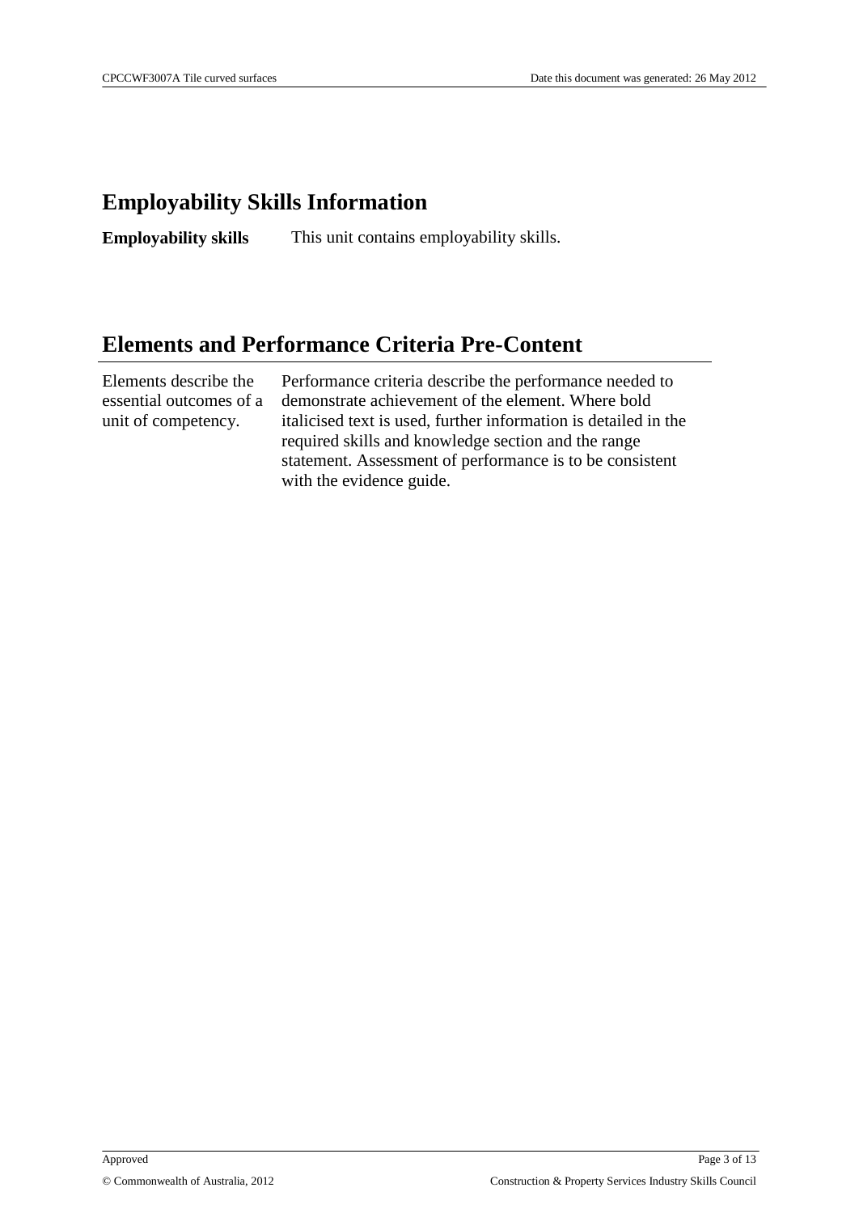## Employability Skills Information

| | |
|---|---|
| **Employability skills** | This unit contains employability skills. |

## Elements and Performance Criteria Pre-Content

| | |
|---|---|
| Elements describe the essential outcomes of a unit of competency. | Performance criteria describe the performance needed to demonstrate achievement of the element. Where bold italicised text is used, further information is detailed in the required skills and knowledge section and the range statement. Assessment of performance is to be consistent with the evidence guide. |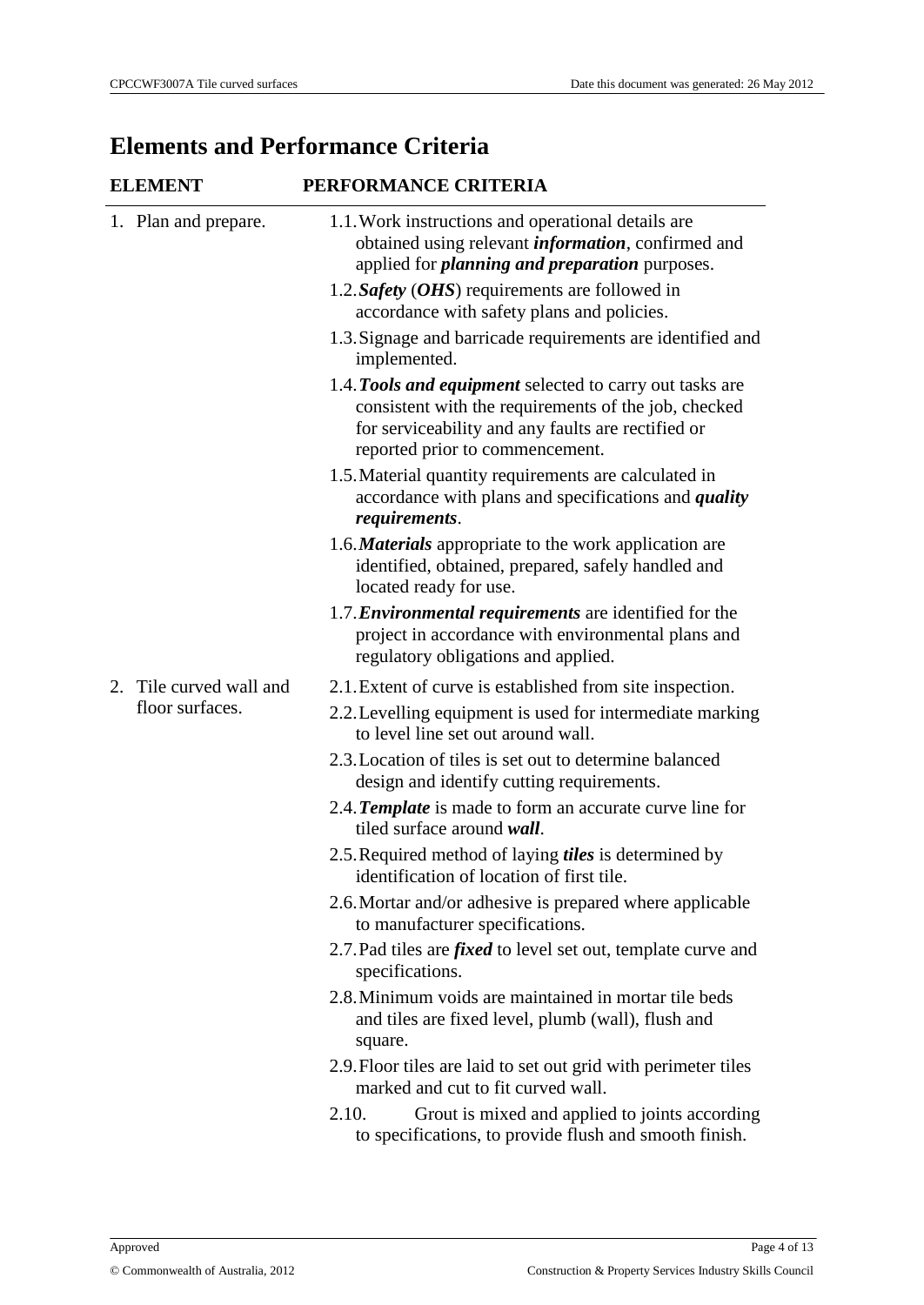# Elements and Performance Criteria

| ELEMENT | PERFORMANCE CRITERIA |
|---|---|
| 1. Plan and prepare. | 1.1. Work instructions and operational details are obtained using relevant ***information***, confirmed and applied for ***planning and preparation*** purposes. |
| | 1.2. ***Safety*** (***OHS***) requirements are followed in accordance with safety plans and policies. |
| | 1.3. Signage and barricade requirements are identified and implemented. |
| | 1.4. ***Tools and equipment*** selected to carry out tasks are consistent with the requirements of the job, checked for serviceability and any faults are rectified or reported prior to commencement. |
| | 1.5. Material quantity requirements are calculated in accordance with plans and specifications and ***quality requirements***. |
| | 1.6. ***Materials*** appropriate to the work application are identified, obtained, prepared, safely handled and located ready for use. |
| | 1.7. ***Environmental requirements*** are identified for the project in accordance with environmental plans and regulatory obligations and applied. |
| 2. Tile curved wall and floor surfaces. | 2.1. Extent of curve is established from site inspection. |
| | 2.2. Levelling equipment is used for intermediate marking to level line set out around wall. |
| | 2.3. Location of tiles is set out to determine balanced design and identify cutting requirements. |
| | 2.4. ***Template*** is made to form an accurate curve line for tiled surface around ***wall***. |
| | 2.5. Required method of laying ***tiles*** is determined by identification of location of first tile. |
| | 2.6. Mortar and/or adhesive is prepared where applicable to manufacturer specifications. |
| | 2.7. Pad tiles are ***fixed*** to level set out, template curve and specifications. |
| | 2.8. Minimum voids are maintained in mortar tile beds and tiles are fixed level, plumb (wall), flush and square. |
| | 2.9. Floor tiles are laid to set out grid with perimeter tiles marked and cut to fit curved wall. |
| | 2.10. Grout is mixed and applied to joints according to specifications, to provide flush and smooth finish. |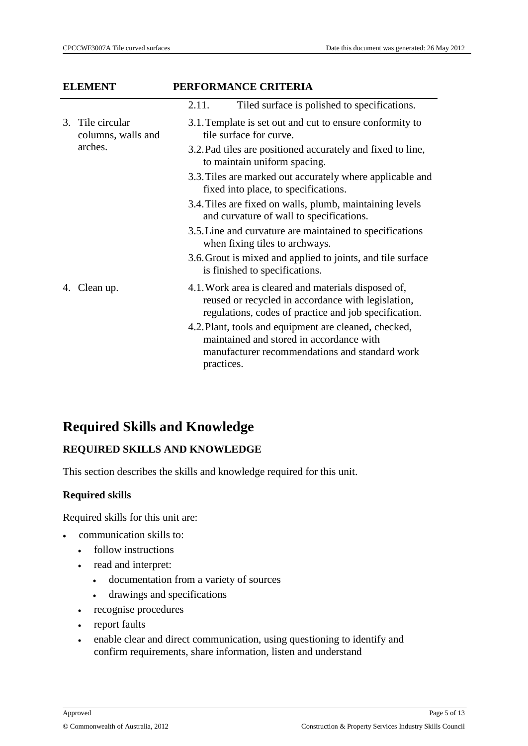| ELEMENT | PERFORMANCE CRITERIA |
|---|---|
| | 2.11. Tiled surface is polished to specifications. |
| 3. Tile circular columns, walls and arches. | 3.1. Template is set out and cut to ensure conformity to tile surface for curve. |
| | 3.2. Pad tiles are positioned accurately and fixed to line, to maintain uniform spacing. |
| | 3.3. Tiles are marked out accurately where applicable and fixed into place, to specifications. |
| | 3.4. Tiles are fixed on walls, plumb, maintaining levels and curvature of wall to specifications. |
| | 3.5. Line and curvature are maintained to specifications when fixing tiles to archways. |
| | 3.6. Grout is mixed and applied to joints, and tile surface is finished to specifications. |
| 4. Clean up. | 4.1. Work area is cleared and materials disposed of, reused or recycled in accordance with legislation, regulations, codes of practice and job specification. |
| | 4.2. Plant, tools and equipment are cleaned, checked, maintained and stored in accordance with manufacturer recommendations and standard work practices. |

# Required Skills and Knowledge

**REQUIRED SKILLS AND KNOWLEDGE**

This section describes the skills and knowledge required for this unit.

**Required skills**

Required skills for this unit are:

- communication skills to:
  - follow instructions
  - read and interpret:
    - documentation from a variety of sources
    - drawings and specifications
  - recognise procedures
  - report faults
  - enable clear and direct communication, using questioning to identify and confirm requirements, share information, listen and understand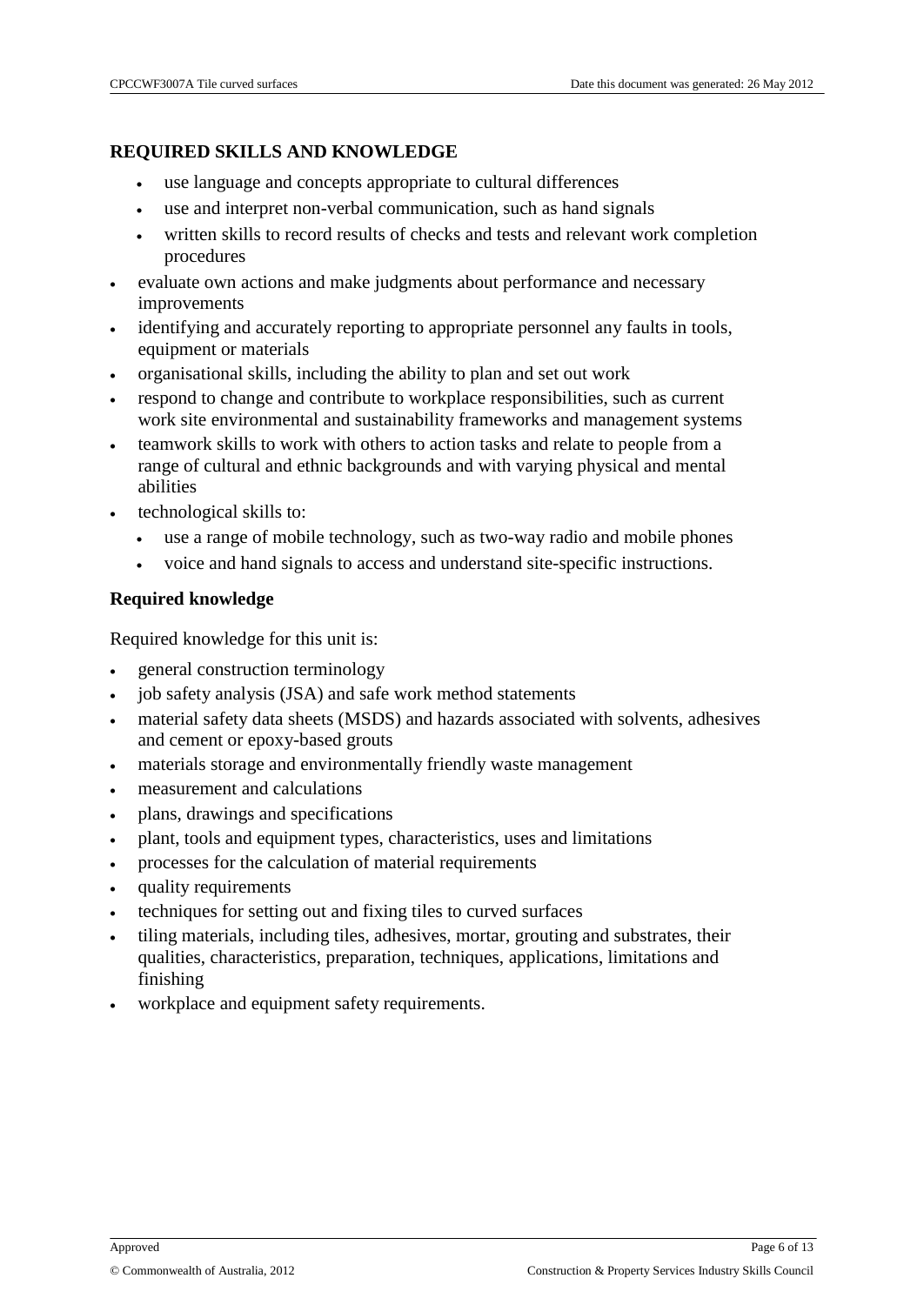## REQUIRED SKILLS AND KNOWLEDGE

  - use language and concepts appropriate to cultural differences
  - use and interpret non-verbal communication, such as hand signals
  - written skills to record results of checks and tests and relevant work completion procedures
- evaluate own actions and make judgments about performance and necessary improvements
- identifying and accurately reporting to appropriate personnel any faults in tools, equipment or materials
- organisational skills, including the ability to plan and set out work
- respond to change and contribute to workplace responsibilities, such as current work site environmental and sustainability frameworks and management systems
- teamwork skills to work with others to action tasks and relate to people from a range of cultural and ethnic backgrounds and with varying physical and mental abilities
- technological skills to:
  - use a range of mobile technology, such as two-way radio and mobile phones
  - voice and hand signals to access and understand site-specific instructions.

### Required knowledge

Required knowledge for this unit is:

- general construction terminology
- job safety analysis (JSA) and safe work method statements
- material safety data sheets (MSDS) and hazards associated with solvents, adhesives and cement or epoxy-based grouts
- materials storage and environmentally friendly waste management
- measurement and calculations
- plans, drawings and specifications
- plant, tools and equipment types, characteristics, uses and limitations
- processes for the calculation of material requirements
- quality requirements
- techniques for setting out and fixing tiles to curved surfaces
- tiling materials, including tiles, adhesives, mortar, grouting and substrates, their qualities, characteristics, preparation, techniques, applications, limitations and finishing
- workplace and equipment safety requirements.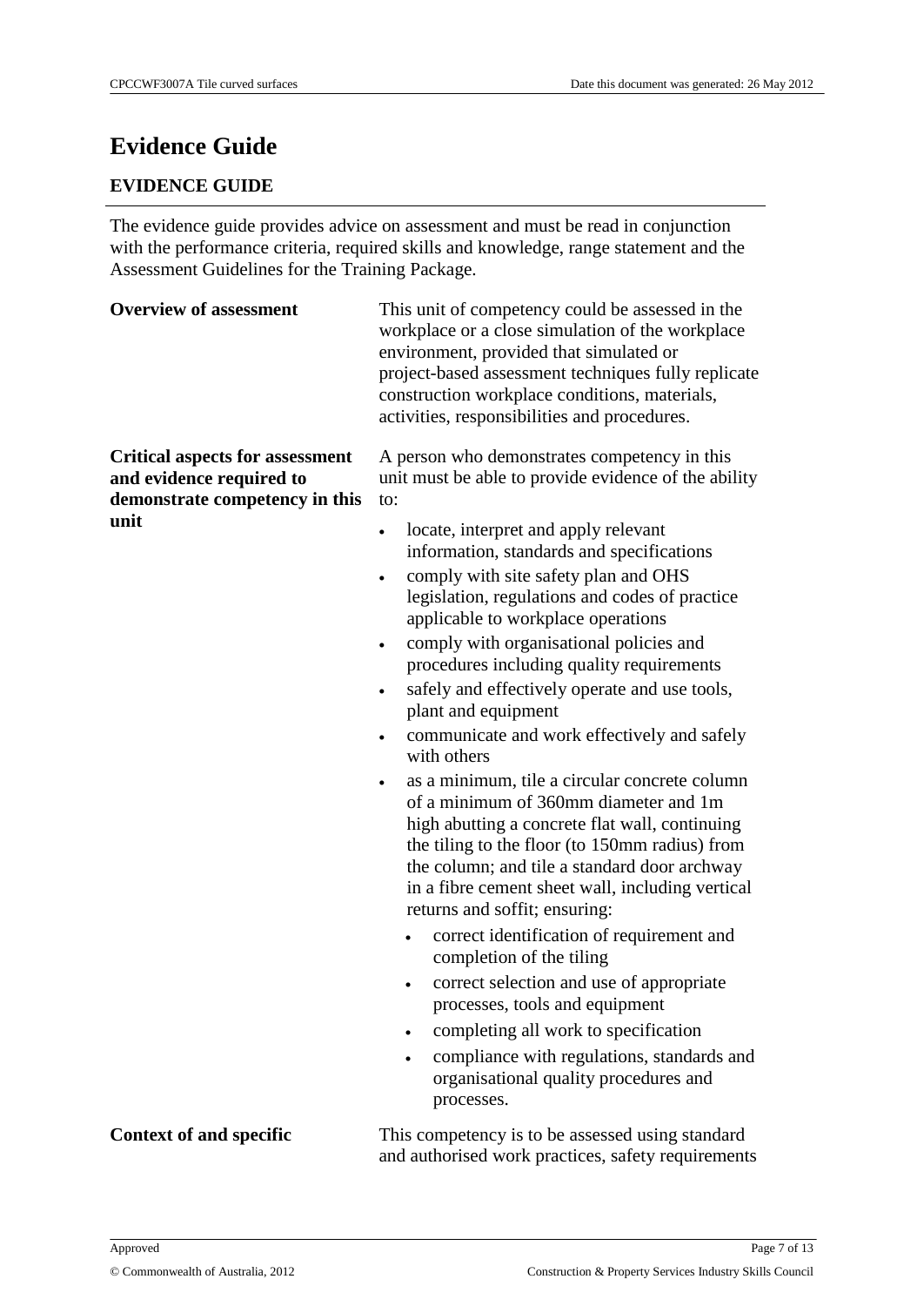# Evidence Guide

## EVIDENCE GUIDE

The evidence guide provides advice on assessment and must be read in conjunction with the performance criteria, required skills and knowledge, range statement and the Assessment Guidelines for the Training Package.

| | |
|---|---|
| **Overview of assessment** | This unit of competency could be assessed in the workplace or a close simulation of the workplace environment, provided that simulated or project-based assessment techniques fully replicate construction workplace conditions, materials, activities, responsibilities and procedures. |
| **Critical aspects for assessment and evidence required to demonstrate competency in this unit** | A person who demonstrates competency in this unit must be able to provide evidence of the ability to:<br>• locate, interpret and apply relevant information, standards and specifications<br>• comply with site safety plan and OHS legislation, regulations and codes of practice applicable to workplace operations<br>• comply with organisational policies and procedures including quality requirements<br>• safely and effectively operate and use tools, plant and equipment<br>• communicate and work effectively and safely with others<br>• as a minimum, tile a circular concrete column of a minimum of 360mm diameter and 1m high abutting a concrete flat wall, continuing the tiling to the floor (to 150mm radius) from the column; and tile a standard door archway in a fibre cement sheet wall, including vertical returns and soffit; ensuring:<br>  ◦ correct identification of requirement and completion of the tiling<br>  ◦ correct selection and use of appropriate processes, tools and equipment<br>  ◦ completing all work to specification<br>  ◦ compliance with regulations, standards and organisational quality procedures and processes. |
| **Context of and specific** | This competency is to be assessed using standard and authorised work practices, safety requirements |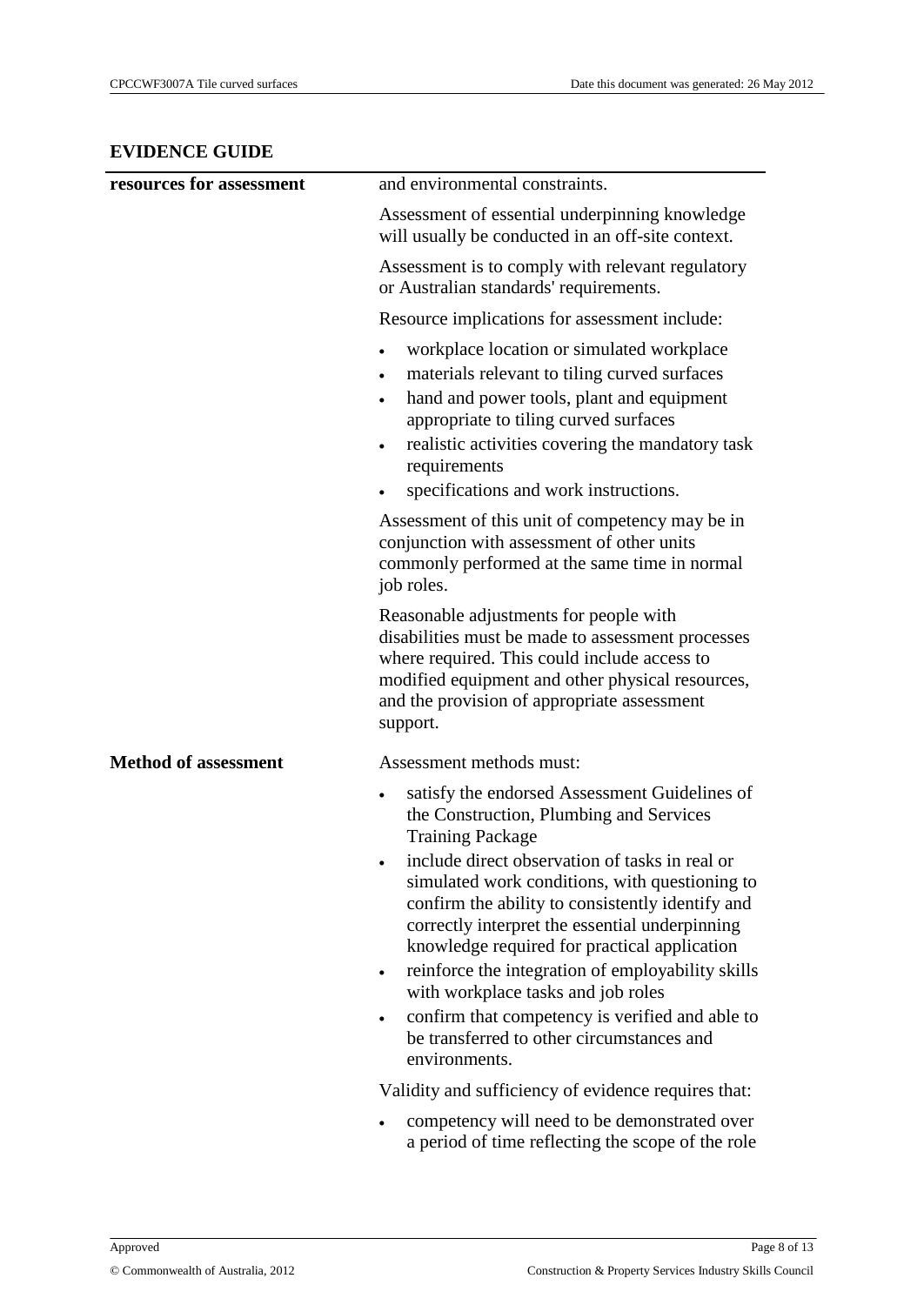## EVIDENCE GUIDE

| | |
|---|---|
| **resources for assessment** | and environmental constraints.<br><br>Assessment of essential underpinning knowledge will usually be conducted in an off-site context.<br><br>Assessment is to comply with relevant regulatory or Australian standards' requirements.<br><br>Resource implications for assessment include:<br><br>• workplace location or simulated workplace<br>• materials relevant to tiling curved surfaces<br>• hand and power tools, plant and equipment appropriate to tiling curved surfaces<br>• realistic activities covering the mandatory task requirements<br>• specifications and work instructions.<br><br>Assessment of this unit of competency may be in conjunction with assessment of other units commonly performed at the same time in normal job roles.<br><br>Reasonable adjustments for people with disabilities must be made to assessment processes where required. This could include access to modified equipment and other physical resources, and the provision of appropriate assessment support. |
| **Method of assessment** | Assessment methods must:<br><br>• satisfy the endorsed Assessment Guidelines of the Construction, Plumbing and Services Training Package<br>• include direct observation of tasks in real or simulated work conditions, with questioning to confirm the ability to consistently identify and correctly interpret the essential underpinning knowledge required for practical application<br>• reinforce the integration of employability skills with workplace tasks and job roles<br>• confirm that competency is verified and able to be transferred to other circumstances and environments.<br><br>Validity and sufficiency of evidence requires that:<br><br>• competency will need to be demonstrated over a period of time reflecting the scope of the role |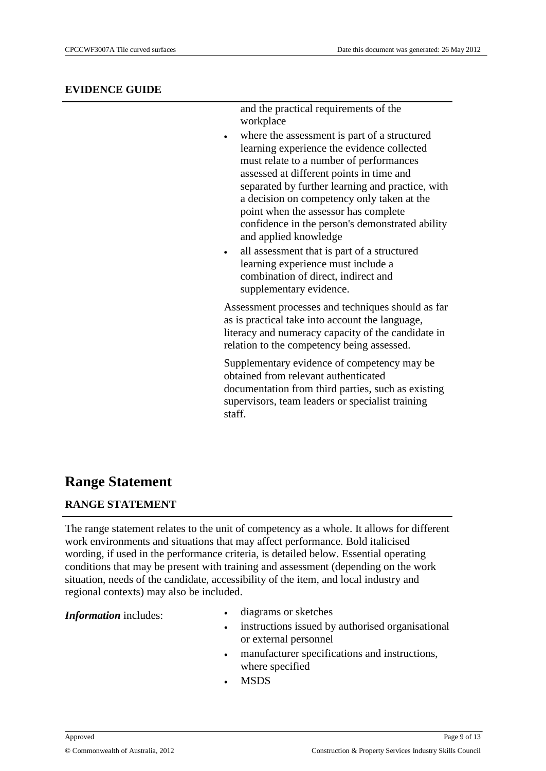**EVIDENCE GUIDE**

and the practical requirements of the workplace

- where the assessment is part of a structured learning experience the evidence collected must relate to a number of performances assessed at different points in time and separated by further learning and practice, with a decision on competency only taken at the point when the assessor has complete confidence in the person's demonstrated ability and applied knowledge
- all assessment that is part of a structured learning experience must include a combination of direct, indirect and supplementary evidence.

Assessment processes and techniques should as far as is practical take into account the language, literacy and numeracy capacity of the candidate in relation to the competency being assessed.

Supplementary evidence of competency may be obtained from relevant authenticated documentation from third parties, such as existing supervisors, team leaders or specialist training staff.

# Range Statement

**RANGE STATEMENT**

The range statement relates to the unit of competency as a whole. It allows for different work environments and situations that may affect performance. Bold italicised wording, if used in the performance criteria, is detailed below. Essential operating conditions that may be present with training and assessment (depending on the work situation, needs of the candidate, accessibility of the item, and local industry and regional contexts) may also be included.

***Information*** includes:

- diagrams or sketches
- instructions issued by authorised organisational or external personnel
- manufacturer specifications and instructions, where specified
- MSDS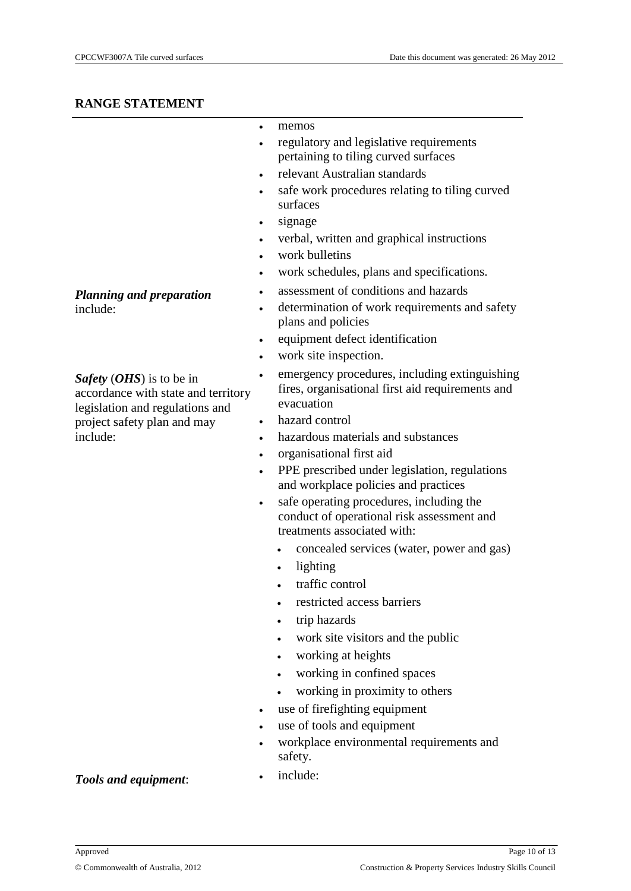## RANGE STATEMENT

| | |
|---|---|
| | - memos<br>- regulatory and legislative requirements pertaining to tiling curved surfaces<br>- relevant Australian standards<br>- safe work procedures relating to tiling curved surfaces<br>- signage<br>- verbal, written and graphical instructions<br>- work bulletins<br>- work schedules, plans and specifications. |
| ***Planning and preparation*** include: | - assessment of conditions and hazards<br>- determination of work requirements and safety plans and policies<br>- equipment defect identification<br>- work site inspection. |
| ***Safety*** (***OHS***) is to be in accordance with state and territory legislation and regulations and project safety plan and may include: | - emergency procedures, including extinguishing fires, organisational first aid requirements and evacuation<br>- hazard control<br>- hazardous materials and substances<br>- organisational first aid<br>- PPE prescribed under legislation, regulations and workplace policies and practices<br>- safe operating procedures, including the conduct of operational risk assessment and treatments associated with:<br>&nbsp;&nbsp;- concealed services (water, power and gas)<br>&nbsp;&nbsp;- lighting<br>&nbsp;&nbsp;- traffic control<br>&nbsp;&nbsp;- restricted access barriers<br>&nbsp;&nbsp;- trip hazards<br>&nbsp;&nbsp;- work site visitors and the public<br>&nbsp;&nbsp;- working at heights<br>&nbsp;&nbsp;- working in confined spaces<br>&nbsp;&nbsp;- working in proximity to others<br>- use of firefighting equipment<br>- use of tools and equipment<br>- workplace environmental requirements and safety. |
| ***Tools and equipment***: | - include: |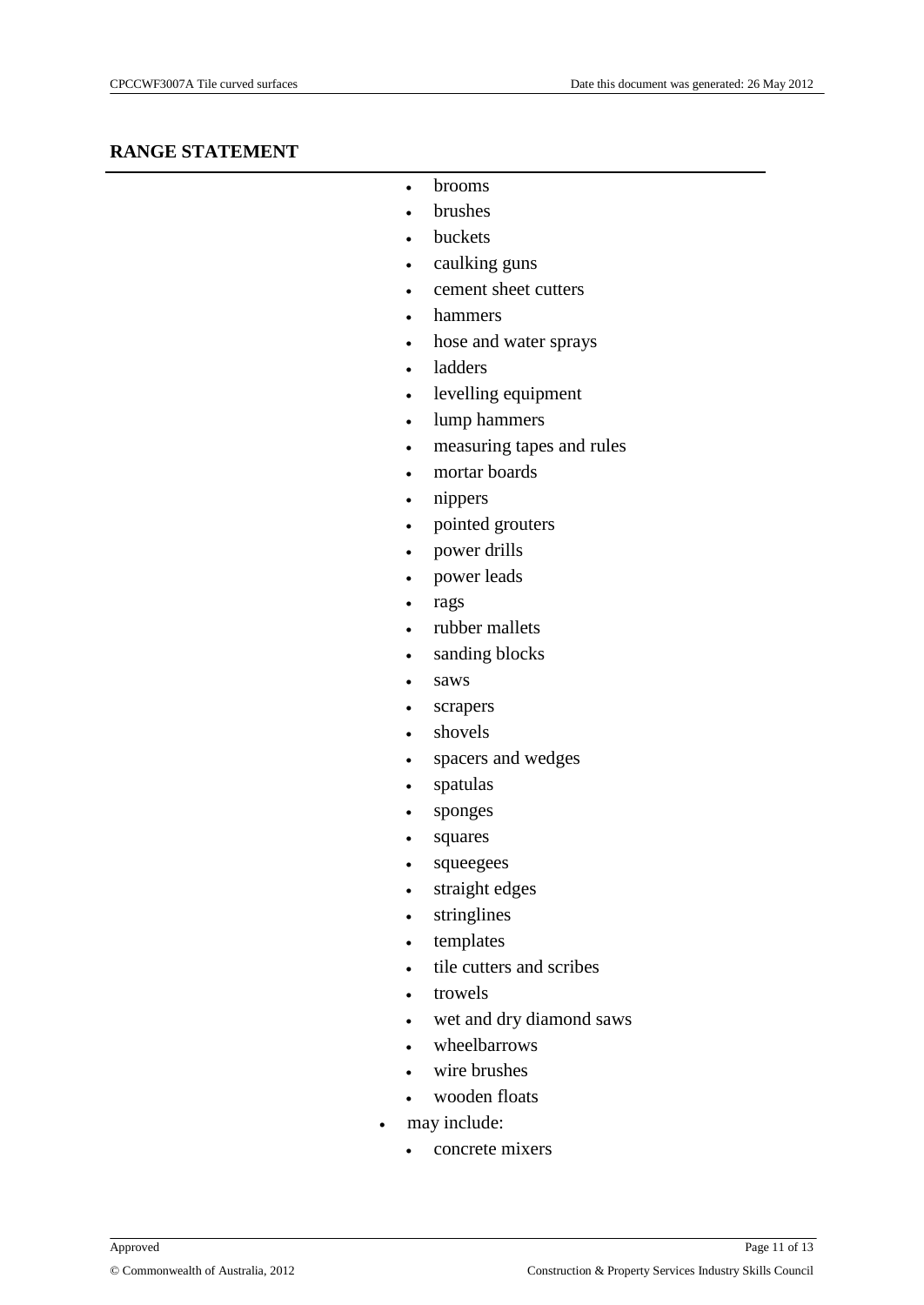## RANGE STATEMENT

- brooms
- brushes
- buckets
- caulking guns
- cement sheet cutters
- hammers
- hose and water sprays
- ladders
- levelling equipment
- lump hammers
- measuring tapes and rules
- mortar boards
- nippers
- pointed grouters
- power drills
- power leads
- rags
- rubber mallets
- sanding blocks
- saws
- scrapers
- shovels
- spacers and wedges
- spatulas
- sponges
- squares
- squeegees
- straight edges
- stringlines
- templates
- tile cutters and scribes
- trowels
- wet and dry diamond saws
- wheelbarrows
- wire brushes
- wooden floats

- may include:
  - concrete mixers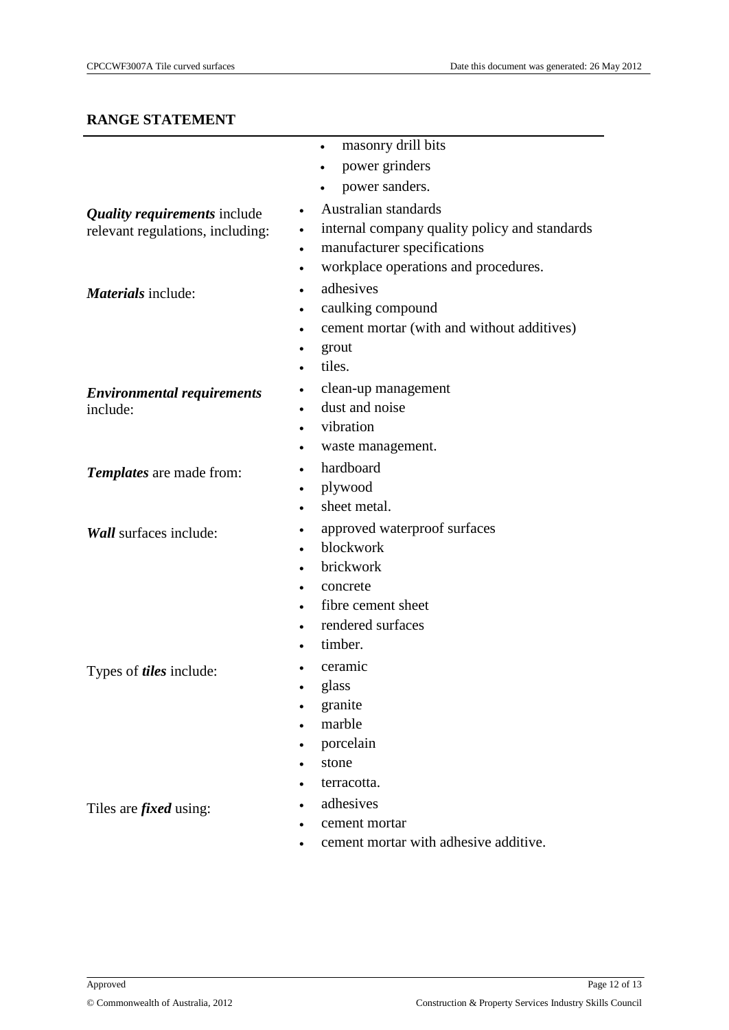## RANGE STATEMENT

| | |
|---|---|
| | - masonry drill bits<br>- power grinders<br>- power sanders. |
| ***Quality requirements*** include relevant regulations, including: | - Australian standards<br>- internal company quality policy and standards<br>- manufacturer specifications<br>- workplace operations and procedures. |
| ***Materials*** include: | - adhesives<br>- caulking compound<br>- cement mortar (with and without additives)<br>- grout<br>- tiles. |
| ***Environmental requirements*** include: | - clean-up management<br>- dust and noise<br>- vibration<br>- waste management. |
| ***Templates*** are made from: | - hardboard<br>- plywood<br>- sheet metal. |
| ***Wall*** surfaces include: | - approved waterproof surfaces<br>- blockwork<br>- brickwork<br>- concrete<br>- fibre cement sheet<br>- rendered surfaces<br>- timber. |
| Types of ***tiles*** include: | - ceramic<br>- glass<br>- granite<br>- marble<br>- porcelain<br>- stone<br>- terracotta. |
| Tiles are ***fixed*** using: | - adhesives<br>- cement mortar<br>- cement mortar with adhesive additive. |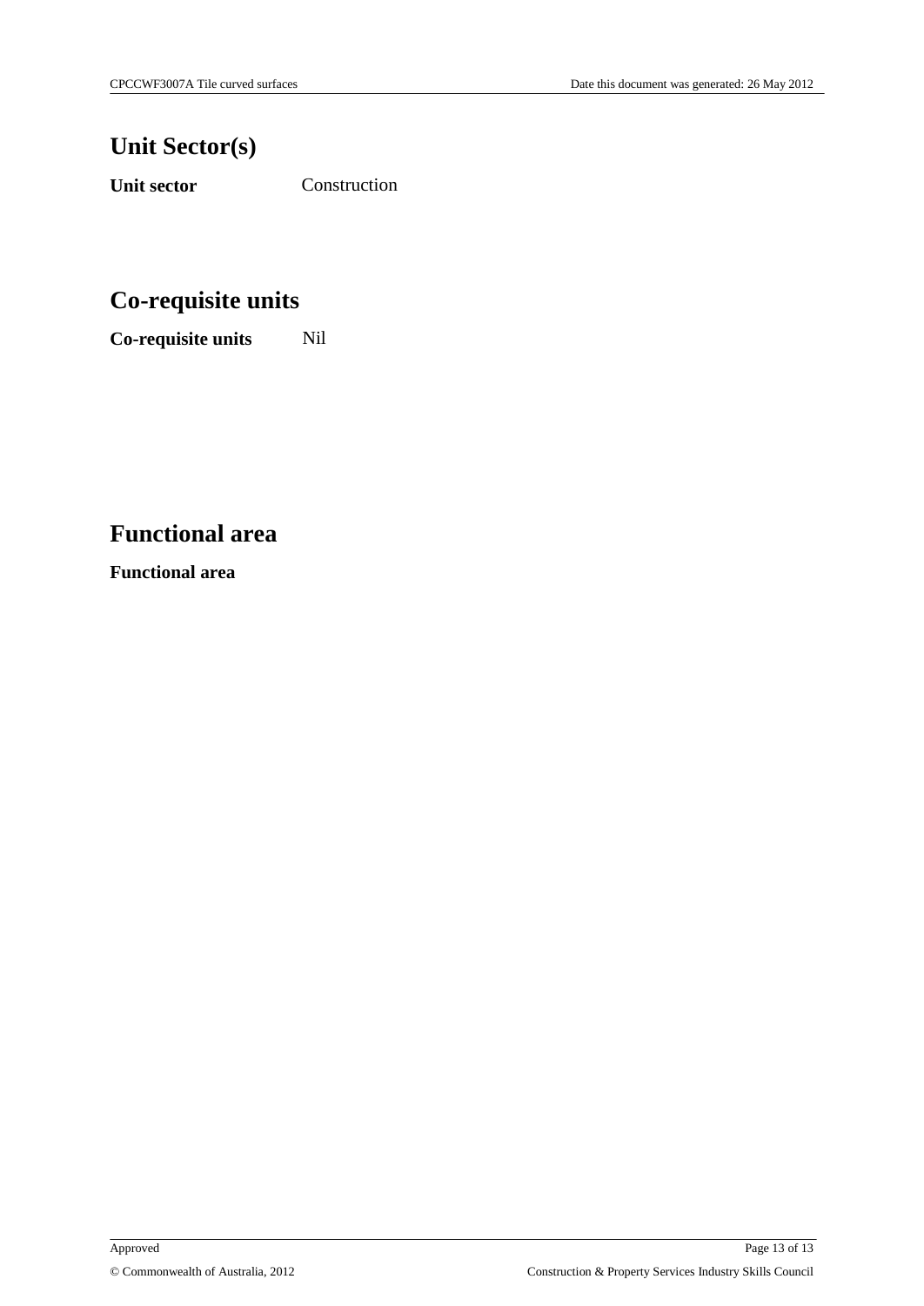## Unit Sector(s)

**Unit sector** Construction

## Co-requisite units

**Co-requisite units** Nil

## Functional area

**Functional area**